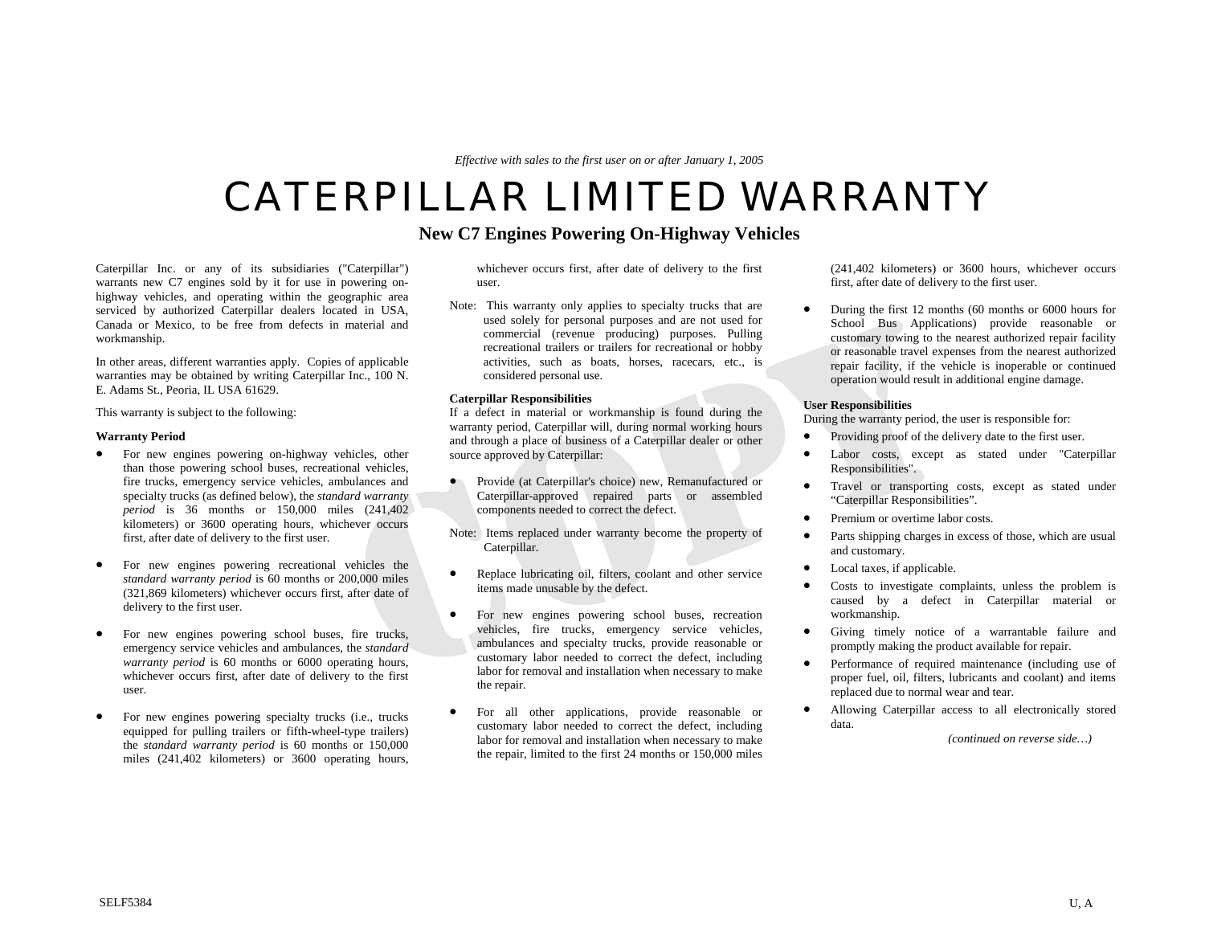*Effective with sales to the first user on or after January 1, 2005*

# CATERPILLAR LIMITED WARRANTY

## New C7 Engines Powering On-Highway Vehicles

Caterpillar Inc. or any of its subsidiaries ("Caterpillar") warrants new C7 engines sold by it for use in powering on-highway vehicles, and operating within the geographic area serviced by authorized Caterpillar dealers located in USA, Canada or Mexico, to be free from defects in material and workmanship.

In other areas, different warranties apply. Copies of applicable warranties may be obtained by writing Caterpillar Inc., 100 N. E. Adams St., Peoria, IL USA 61629.

This warranty is subject to the following:

**Warranty Period**

- For new engines powering on-highway vehicles, other than those powering school buses, recreational vehicles, fire trucks, emergency service vehicles, ambulances and specialty trucks (as defined below), the *standard warranty period* is 36 months or 150,000 miles (241,402 kilometers) or 3600 operating hours, whichever occurs first, after date of delivery to the first user.
- For new engines powering recreational vehicles the *standard warranty period* is 60 months or 200,000 miles (321,869 kilometers) whichever occurs first, after date of delivery to the first user.
- For new engines powering school buses, fire trucks, emergency service vehicles and ambulances, the *standard warranty period* is 60 months or 6000 operating hours, whichever occurs first, after date of delivery to the first user.
- For new engines powering specialty trucks (i.e., trucks equipped for pulling trailers or fifth-wheel-type trailers) the *standard warranty period* is 60 months or 150,000 miles (241,402 kilometers) or 3600 operating hours, whichever occurs first, after date of delivery to the first user.

Note: This warranty only applies to specialty trucks that are used solely for personal purposes and are not used for commercial (revenue producing) purposes. Pulling recreational trailers or trailers for recreational or hobby activities, such as boats, horses, racecars, etc., is considered personal use.

**Caterpillar Responsibilities**

If a defect in material or workmanship is found during the warranty period, Caterpillar will, during normal working hours and through a place of business of a Caterpillar dealer or other source approved by Caterpillar:

- Provide (at Caterpillar's choice) new, Remanufactured or Caterpillar-approved repaired parts or assembled components needed to correct the defect.

Note: Items replaced under warranty become the property of Caterpillar.

- Replace lubricating oil, filters, coolant and other service items made unusable by the defect.
- For new engines powering school buses, recreation vehicles, fire trucks, emergency service vehicles, ambulances and specialty trucks, provide reasonable or customary labor needed to correct the defect, including labor for removal and installation when necessary to make the repair.
- For all other applications, provide reasonable or customary labor needed to correct the defect, including labor for removal and installation when necessary to make the repair, limited to the first 24 months or 150,000 miles (241,402 kilometers) or 3600 hours, whichever occurs first, after date of delivery to the first user.
- During the first 12 months (60 months or 6000 hours for School Bus Applications) provide reasonable or customary towing to the nearest authorized repair facility or reasonable travel expenses from the nearest authorized repair facility, if the vehicle is inoperable or continued operation would result in additional engine damage.

**User Responsibilities**

During the warranty period, the user is responsible for:

- Providing proof of the delivery date to the first user.
- Labor costs, except as stated under "Caterpillar Responsibilities".
- Travel or transporting costs, except as stated under "Caterpillar Responsibilities".
- Premium or overtime labor costs.
- Parts shipping charges in excess of those, which are usual and customary.
- Local taxes, if applicable.
- Costs to investigate complaints, unless the problem is caused by a defect in Caterpillar material or workmanship.
- Giving timely notice of a warrantable failure and promptly making the product available for repair.
- Performance of required maintenance (including use of proper fuel, oil, filters, lubricants and coolant) and items replaced due to normal wear and tear.
- Allowing Caterpillar access to all electronically stored data.

*(continued on reverse side…)*

SELF5384

U, A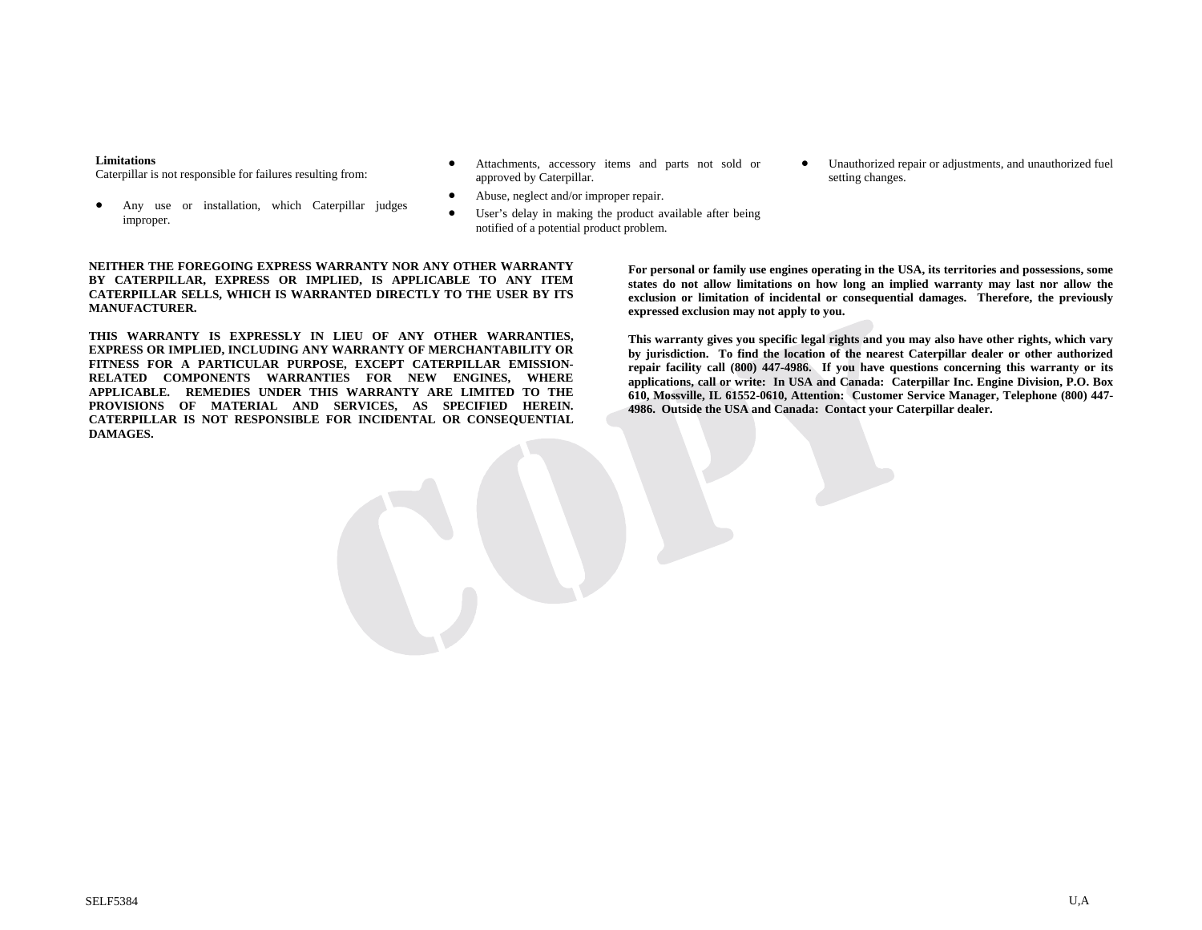**Limitations**

Caterpillar is not responsible for failures resulting from:

- Any use or installation, which Caterpillar judges improper.
- Attachments, accessory items and parts not sold or approved by Caterpillar.
- Abuse, neglect and/or improper repair.
- User's delay in making the product available after being notified of a potential product problem.
- Unauthorized repair or adjustments, and unauthorized fuel setting changes.

**NEITHER THE FOREGOING EXPRESS WARRANTY NOR ANY OTHER WARRANTY BY CATERPILLAR, EXPRESS OR IMPLIED, IS APPLICABLE TO ANY ITEM CATERPILLAR SELLS, WHICH IS WARRANTED DIRECTLY TO THE USER BY ITS MANUFACTURER.**

**THIS WARRANTY IS EXPRESSLY IN LIEU OF ANY OTHER WARRANTIES, EXPRESS OR IMPLIED, INCLUDING ANY WARRANTY OF MERCHANTABILITY OR FITNESS FOR A PARTICULAR PURPOSE, EXCEPT CATERPILLAR EMISSION-RELATED COMPONENTS WARRANTIES FOR NEW ENGINES, WHERE APPLICABLE. REMEDIES UNDER THIS WARRANTY ARE LIMITED TO THE PROVISIONS OF MATERIAL AND SERVICES, AS SPECIFIED HEREIN. CATERPILLAR IS NOT RESPONSIBLE FOR INCIDENTAL OR CONSEQUENTIAL DAMAGES.**

**For personal or family use engines operating in the USA, its territories and possessions, some states do not allow limitations on how long an implied warranty may last nor allow the exclusion or limitation of incidental or consequential damages. Therefore, the previously expressed exclusion may not apply to you.**

**This warranty gives you specific legal rights and you may also have other rights, which vary by jurisdiction. To find the location of the nearest Caterpillar dealer or other authorized repair facility call (800) 447-4986. If you have questions concerning this warranty or its applications, call or write: In USA and Canada: Caterpillar Inc. Engine Division, P.O. Box 610, Mossville, IL 61552-0610, Attention: Customer Service Manager, Telephone (800) 447-4986. Outside the USA and Canada: Contact your Caterpillar dealer.**

SELF5384 U,A